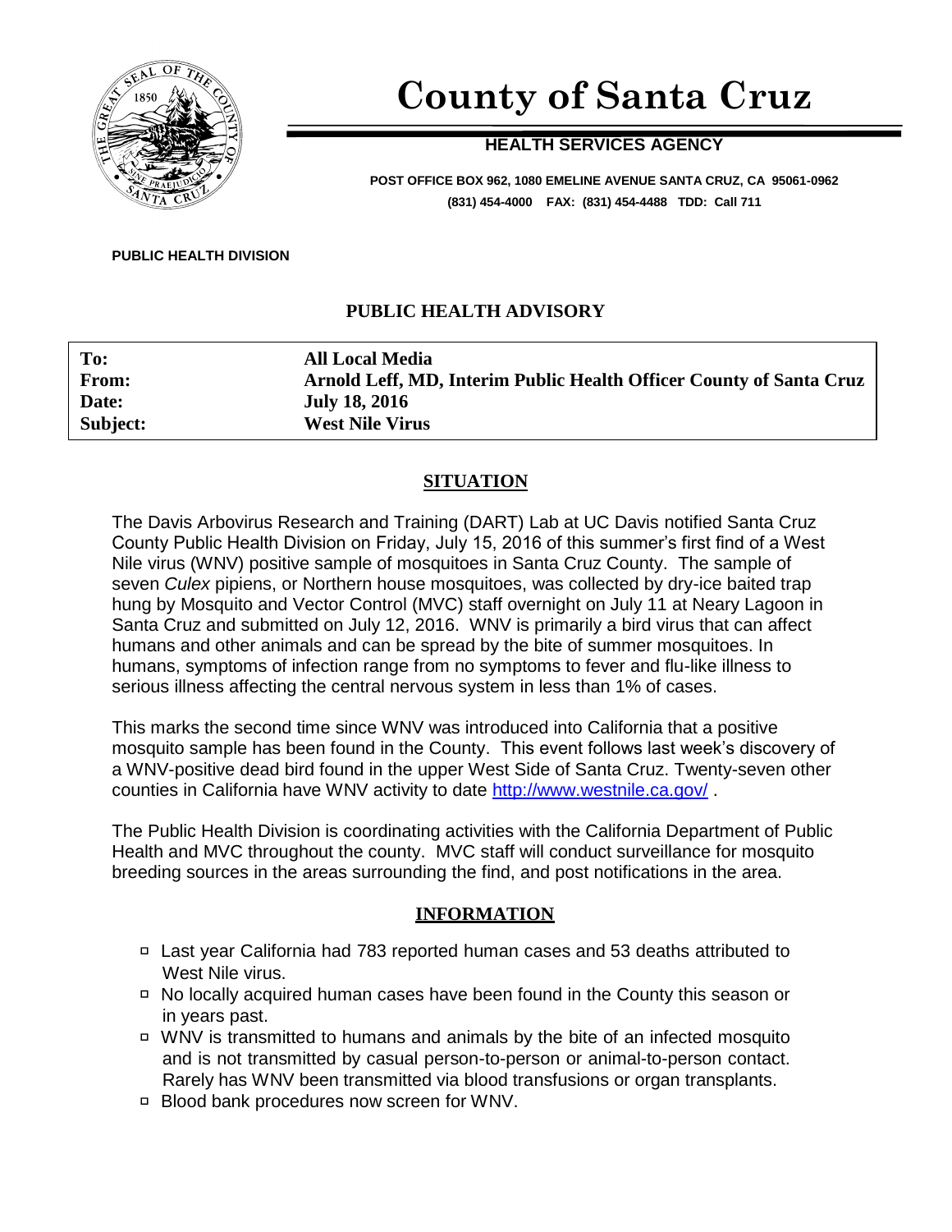# County of Santa Cruz

**HEALTH SERVICES AGENCY**

**POST OFFICE BOX 962, 1080 EMELINE AVENUE SANTA CRUZ, CA 95061-0962**
**(831) 454-4000 FAX: (831) 454-4488 TDD: Call 711**

**PUBLIC HEALTH DIVISION**

## PUBLIC HEALTH ADVISORY

| | |
|---|---|
| **To:** | **All Local Media** |
| **From:** | **Arnold Leff, MD, Interim Public Health Officer County of Santa Cruz** |
| **Date:** | **July 18, 2016** |
| **Subject:** | **West Nile Virus** |

### SITUATION

The Davis Arbovirus Research and Training (DART) Lab at UC Davis notified Santa Cruz County Public Health Division on Friday, July 15, 2016 of this summer's first find of a West Nile virus (WNV) positive sample of mosquitoes in Santa Cruz County. The sample of seven *Culex* pipiens, or Northern house mosquitoes, was collected by dry-ice baited trap hung by Mosquito and Vector Control (MVC) staff overnight on July 11 at Neary Lagoon in Santa Cruz and submitted on July 12, 2016. WNV is primarily a bird virus that can affect humans and other animals and can be spread by the bite of summer mosquitoes. In humans, symptoms of infection range from no symptoms to fever and flu-like illness to serious illness affecting the central nervous system in less than 1% of cases.

This marks the second time since WNV was introduced into California that a positive mosquito sample has been found in the County. This event follows last week's discovery of a WNV-positive dead bird found in the upper West Side of Santa Cruz. Twenty-seven other counties in California have WNV activity to date http://www.westnile.ca.gov/ .

The Public Health Division is coordinating activities with the California Department of Public Health and MVC throughout the county. MVC staff will conduct surveillance for mosquito breeding sources in the areas surrounding the find, and post notifications in the area.

### INFORMATION

- Last year California had 783 reported human cases and 53 deaths attributed to West Nile virus.
- No locally acquired human cases have been found in the County this season or in years past.
- WNV is transmitted to humans and animals by the bite of an infected mosquito and is not transmitted by casual person-to-person or animal-to-person contact. Rarely has WNV been transmitted via blood transfusions or organ transplants.
- Blood bank procedures now screen for WNV.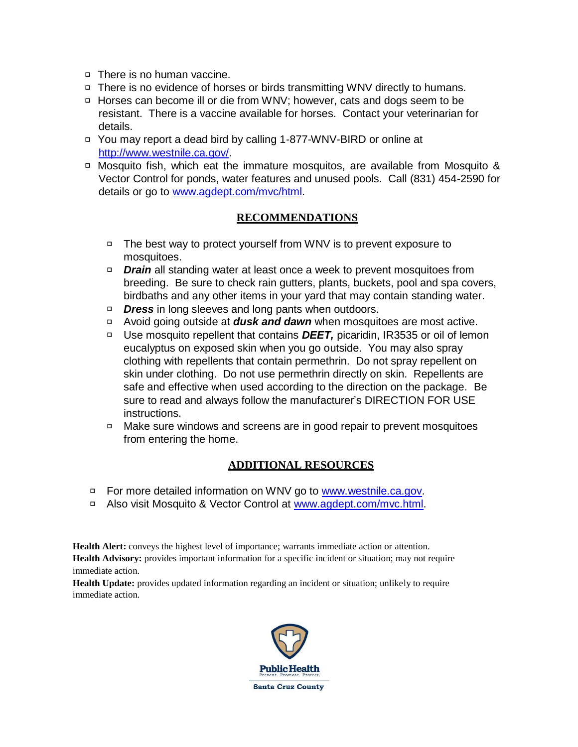- There is no human vaccine.
- There is no evidence of horses or birds transmitting WNV directly to humans.
- Horses can become ill or die from WNV; however, cats and dogs seem to be resistant. There is a vaccine available for horses. Contact your veterinarian for details.
- You may report a dead bird by calling 1-877-WNV-BIRD or online at [http://www.westnile.ca.gov/](http://www.westnile.ca.gov/).
- Mosquito fish, which eat the immature mosquitos, are available from Mosquito & Vector Control for ponds, water features and unused pools. Call (831) 454-2590 for details or go to [www.agdept.com/mvc/html](www.agdept.com/mvc/html).

## RECOMMENDATIONS

- The best way to protect yourself from WNV is to prevent exposure to mosquitoes.
- ***Drain*** all standing water at least once a week to prevent mosquitoes from breeding. Be sure to check rain gutters, plants, buckets, pool and spa covers, birdbaths and any other items in your yard that may contain standing water.
- ***Dress*** in long sleeves and long pants when outdoors.
- Avoid going outside at ***dusk and dawn*** when mosquitoes are most active.
- Use mosquito repellent that contains ***DEET,*** picaridin, IR3535 or oil of lemon eucalyptus on exposed skin when you go outside. You may also spray clothing with repellents that contain permethrin. Do not spray repellent on skin under clothing. Do not use permethrin directly on skin. Repellents are safe and effective when used according to the direction on the package. Be sure to read and always follow the manufacturer's DIRECTION FOR USE instructions.
- Make sure windows and screens are in good repair to prevent mosquitoes from entering the home.

## ADDITIONAL RESOURCES

- For more detailed information on WNV go to [www.westnile.ca.gov](www.westnile.ca.gov).
- Also visit Mosquito & Vector Control at [www.agdept.com/mvc.html](www.agdept.com/mvc.html).

**Health Alert:** conveys the highest level of importance; warrants immediate action or attention.
**Health Advisory:** provides important information for a specific incident or situation; may not require immediate action.
**Health Update:** provides updated information regarding an incident or situation; unlikely to require immediate action.

Public Health
Prevent. Promote. Protect.
Santa Cruz County